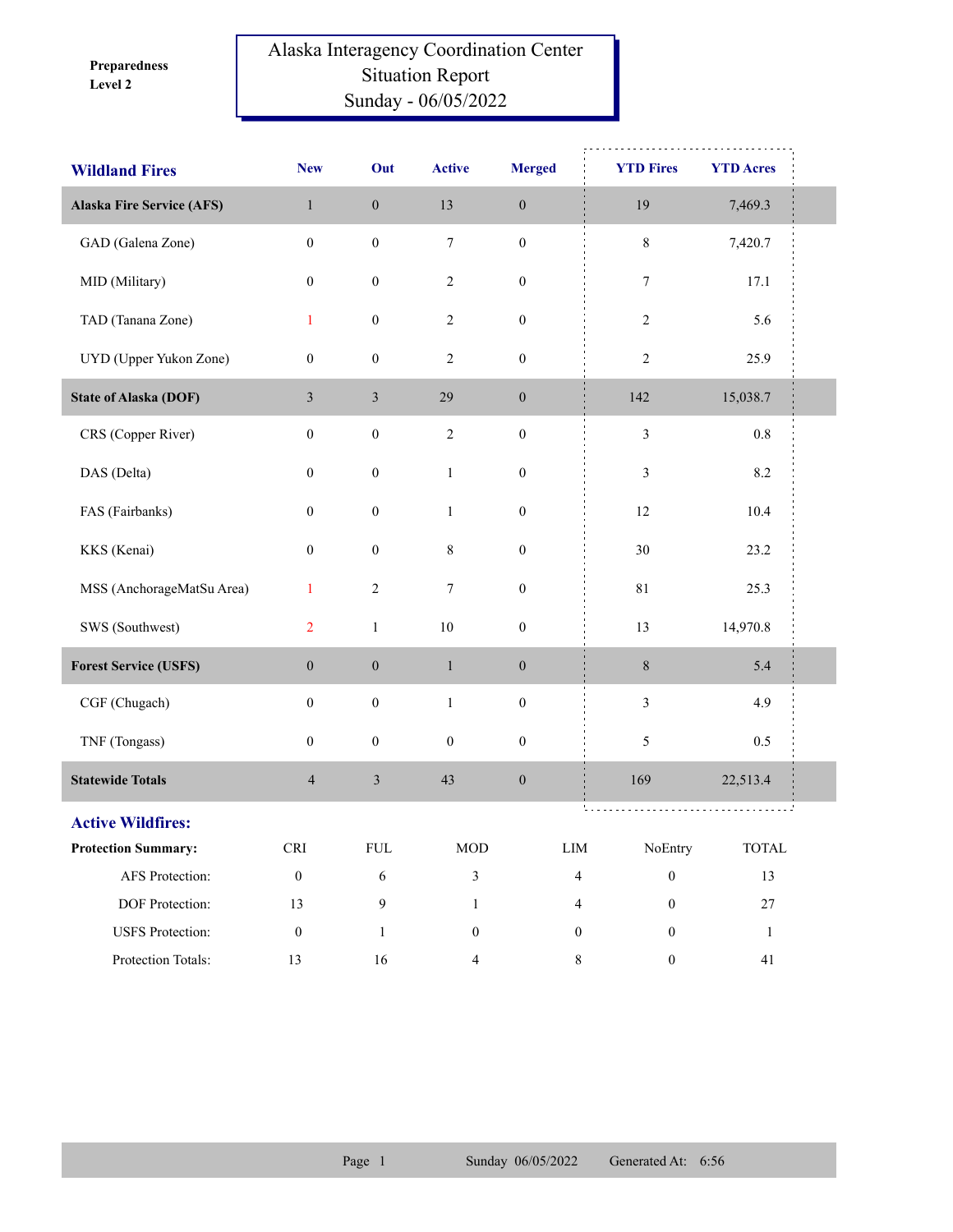Preparedness Level 2

# Alaska Interagency Coordination Center
## Situation Report
## Sunday - 06/05/2022

| Wildland Fires | New | Out | Active | Merged | YTD Fires | YTD Acres |
|---|---|---|---|---|---|---|
| **Alaska Fire Service (AFS)** | 1 | 0 | 13 | 0 | 19 | 7,469.3 |
| GAD (Galena Zone) | 0 | 0 | 7 | 0 | 8 | 7,420.7 |
| MID (Military) | 0 | 0 | 2 | 0 | 7 | 17.1 |
| TAD (Tanana Zone) | 1 | 0 | 2 | 0 | 2 | 5.6 |
| UYD (Upper Yukon Zone) | 0 | 0 | 2 | 0 | 2 | 25.9 |
| **State of Alaska (DOF)** | 3 | 3 | 29 | 0 | 142 | 15,038.7 |
| CRS (Copper River) | 0 | 0 | 2 | 0 | 3 | 0.8 |
| DAS (Delta) | 0 | 0 | 1 | 0 | 3 | 8.2 |
| FAS (Fairbanks) | 0 | 0 | 1 | 0 | 12 | 10.4 |
| KKS (Kenai) | 0 | 0 | 8 | 0 | 30 | 23.2 |
| MSS (AnchorageMatSu Area) | 1 | 2 | 7 | 0 | 81 | 25.3 |
| SWS (Southwest) | 2 | 1 | 10 | 0 | 13 | 14,970.8 |
| **Forest Service (USFS)** | 0 | 0 | 1 | 0 | 8 | 5.4 |
| CGF (Chugach) | 0 | 0 | 1 | 0 | 3 | 4.9 |
| TNF (Tongass) | 0 | 0 | 0 | 0 | 5 | 0.5 |
| **Statewide Totals** | 4 | 3 | 43 | 0 | 169 | 22,513.4 |

## Active Wildfires:

| Protection Summary: | CRI | FUL | MOD | LIM | NoEntry | TOTAL |
|---|---|---|---|---|---|---|
| AFS Protection: | 0 | 6 | 3 | 4 | 0 | 13 |
| DOF Protection: | 13 | 9 | 1 | 4 | 0 | 27 |
| USFS Protection: | 0 | 1 | 0 | 0 | 0 | 1 |
| Protection Totals: | 13 | 16 | 4 | 8 | 0 | 41 |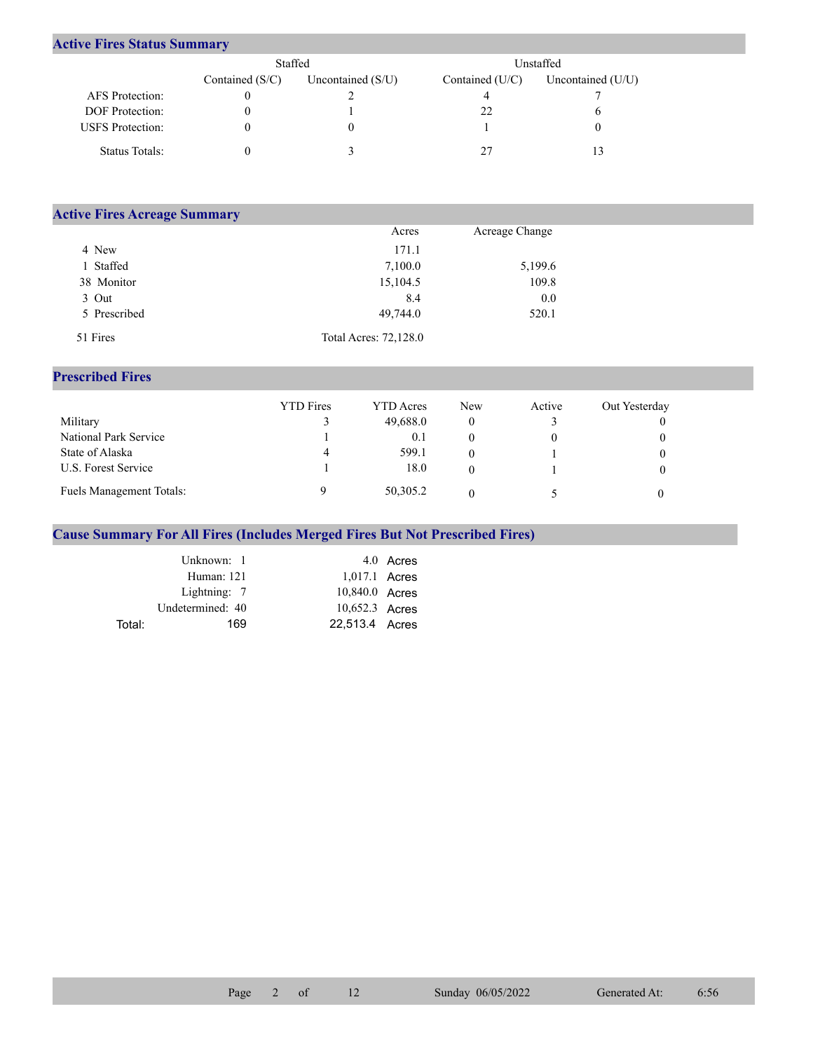## Active Fires Status Summary

| | Staffed | | Unstaffed | |
|---|---|---|---|---|
| | Contained (S/C) | Uncontained (S/U) | Contained (U/C) | Uncontained (U/U) |
| AFS Protection: | 0 | 2 | 4 | 7 |
| DOF Protection: | 0 | 1 | 22 | 6 |
| USFS Protection: | 0 | 0 | 1 | 0 |
| Status Totals: | 0 | 3 | 27 | 13 |

## Active Fires Acreage Summary

| | Acres | Acreage Change |
|---|---|---|
| 4 New | 171.1 | |
| 1 Staffed | 7,100.0 | 5,199.6 |
| 38 Monitor | 15,104.5 | 109.8 |
| 3 Out | 8.4 | 0.0 |
| 5 Prescribed | 49,744.0 | 520.1 |
| 51 Fires | Total Acres: 72,128.0 | |

## Prescribed Fires

| | YTD Fires | YTD Acres | New | Active | Out Yesterday |
|---|---|---|---|---|---|
| Military | 3 | 49,688.0 | 0 | 3 | 0 |
| National Park Service | 1 | 0.1 | 0 | 0 | 0 |
| State of Alaska | 4 | 599.1 | 0 | 1 | 0 |
| U.S. Forest Service | 1 | 18.0 | 0 | 1 | 0 |
| Fuels Management Totals: | 9 | 50,305.2 | 0 | 5 | 0 |

## Cause Summary For All Fires (Includes Merged Fires But Not Prescribed Fires)

| Cause | Fires | Acres |
|---|---|---|
| Unknown: | 1 | 4.0 Acres |
| Human: | 121 | 1,017.1 Acres |
| Lightning: | 7 | 10,840.0 Acres |
| Undetermined: | 40 | 10,652.3 Acres |
| Total: | 169 | 22,513.4 Acres |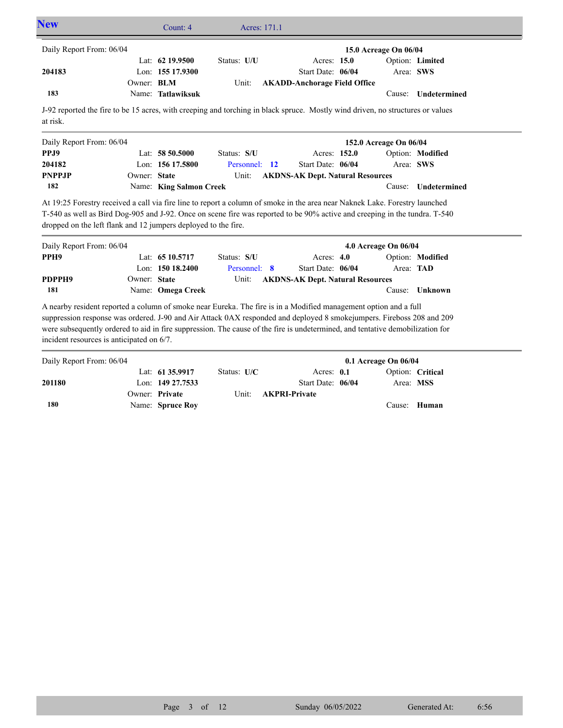## New

Count: 4 Acres: 171.1

---

Daily Report From: 06/04 — **15.0 Acreage On 06/04**

| | | | | |
|---|---|---|---|---|
| | Lat: **62 19.9500** | Status: **U/U** | Acres: **15.0** | Option: **Limited** |
| **204183** | Lon: **155 17.9300** | | Start Date: **06/04** | Area: **SWS** |
| | Owner: **BLM** | Unit: **AKADD-Anchorage Field Office** | | |
| **183** | Name: **Tatlawiksuk** | | | Cause: **Undetermined** |

J-92 reported the fire to be 15 acres, with creeping and torching in black spruce. Mostly wind driven, no structures or values at risk.

---

Daily Report From: 06/04 — **152.0 Acreage On 06/04**

| | | | | |
|---|---|---|---|---|
| **PPJ9** | Lat: **58 50.5000** | Status: **S/U** | Acres: **152.0** | Option: **Modified** |
| **204182** | Lon: **156 17.5800** | Personnel: **12** | Start Date: **06/04** | Area: **SWS** |
| **PNPPJP** | Owner: **State** | Unit: **AKDNS-AK Dept. Natural Resources** | | |
| **182** | Name: **King Salmon Creek** | | | Cause: **Undetermined** |

At 19:25 Forestry received a call via fire line to report a column of smoke in the area near Naknek Lake. Forestry launched T-540 as well as Bird Dog-905 and J-92. Once on scene fire was reported to be 90% active and creeping in the tundra. T-540 dropped on the left flank and 12 jumpers deployed to the fire.

---

Daily Report From: 06/04 — **4.0 Acreage On 06/04**

| | | | | |
|---|---|---|---|---|
| **PPH9** | Lat: **65 10.5717** | Status: **S/U** | Acres: **4.0** | Option: **Modified** |
| | Lon: **150 18.2400** | Personnel: **8** | Start Date: **06/04** | Area: **TAD** |
| **PDPPH9** | Owner: **State** | Unit: **AKDNS-AK Dept. Natural Resources** | | |
| **181** | Name: **Omega Creek** | | | Cause: **Unknown** |

A nearby resident reported a column of smoke near Eureka. The fire is in a Modified management option and a full suppression response was ordered. J-90 and Air Attack 0AX responded and deployed 8 smokejumpers. Fireboss 208 and 209 were subsequently ordered to aid in fire suppression. The cause of the fire is undetermined, and tentative demobilization for incident resources is anticipated on 6/7.

---

Daily Report From: 06/04 — **0.1 Acreage On 06/04**

| | | | | |
|---|---|---|---|---|
| | Lat: **61 35.9917** | Status: **U/C** | Acres: **0.1** | Option: **Critical** |
| **201180** | Lon: **149 27.7533** | | Start Date: **06/04** | Area: **MSS** |
| | Owner: **Private** | Unit: **AKPRI-Private** | | |
| **180** | Name: **Spruce Roy** | | | Cause: **Human** |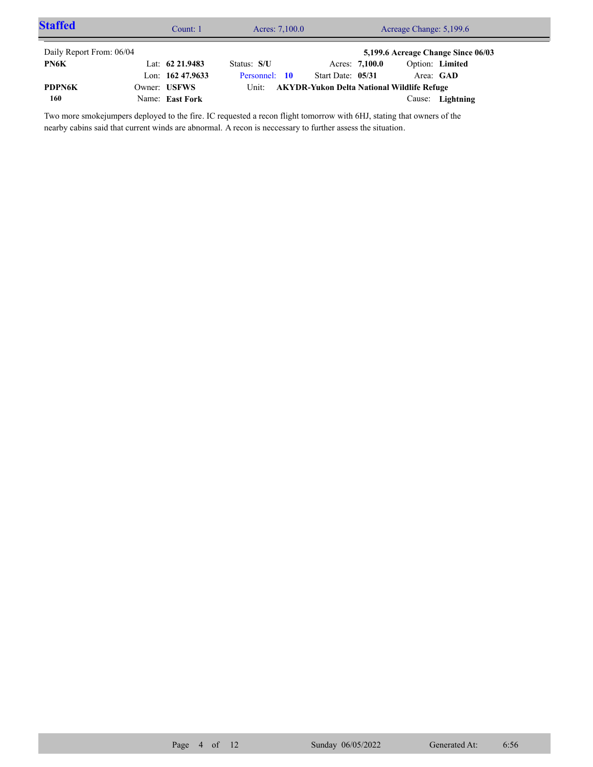## Staffed

Count: 1 | Acres: 7,100.0 | Acreage Change: 5,199.6

Daily Report From: 06/04

**5,199.6 Acreage Change Since 06/03**

| | | | | |
|---|---|---|---|---|
| **PN6K** | Lat: **62 21.9483** | Status: **S/U** | Acres: **7,100.0** | Option: **Limited** |
| | Lon: **162 47.9633** | Personnel: **10** | Start Date: **05/31** | Area: **GAD** |
| **PDPN6K** | Owner: **USFWS** | Unit: **AKYDR-Yukon Delta National Wildlife Refuge** | | |
| **160** | Name: **East Fork** | | | Cause: **Lightning** |

Two more smokejumpers deployed to the fire. IC requested a recon flight tomorrow with 6HJ, stating that owners of the nearby cabins said that current winds are abnormal. A recon is neccessary to further assess the situation.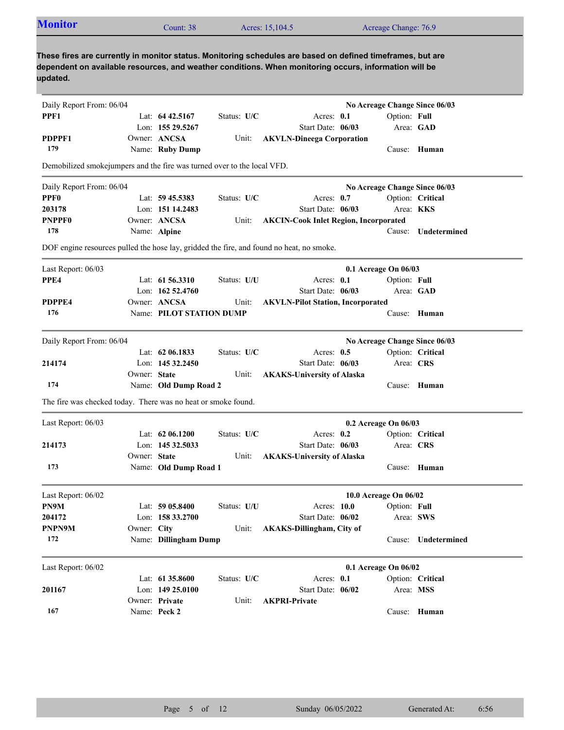## Monitor

Count: 38 | Acres: 15,104.5 | Acreage Change: 76.9

**These fires are currently in monitor status. Monitoring schedules are based on defined timeframes, but are dependent on available resources, and weather conditions. When monitoring occurs, information will be updated.**

---

Daily Report From: 06/04 — **No Acreage Change Since 06/03**

**PPF1** | Lat: **64 42.5167** | Status: **U/C** | Acres: **0.1** | Option: **Full**
Lon: **155 29.5267** | Start Date: **06/03** | Area: **GAD**
**PDPPF1** | Owner: **ANCSA** | Unit: **AKVLN-Dineega Corporation**
**179** | Name: **Ruby Dump** | Cause: **Human**

Demobilized smokejumpers and the fire was turned over to the local VFD.

---

Daily Report From: 06/04 — **No Acreage Change Since 06/03**

**PPF0** | Lat: **59 45.5383** | Status: **U/C** | Acres: **0.7** | Option: **Critical**
**203178** | Lon: **151 14.2483** | Start Date: **06/03** | Area: **KKS**
**PNPPF0** | Owner: **ANCSA** | Unit: **AKCIN-Cook Inlet Region, Incorporated**
**178** | Name: **Alpine** | Cause: **Undetermined**

DOF engine resources pulled the hose lay, gridded the fire, and found no heat, no smoke.

---

Last Report: 06/03 — **0.1 Acreage On 06/03**

**PPE4** | Lat: **61 56.3310** | Status: **U/U** | Acres: **0.1** | Option: **Full**
Lon: **162 52.4760** | Start Date: **06/03** | Area: **GAD**
**PDPPE4** | Owner: **ANCSA** | Unit: **AKVLN-Pilot Station, Incorporated**
**176** | Name: **PILOT STATION DUMP** | Cause: **Human**

---

Daily Report From: 06/04 — **No Acreage Change Since 06/03**

Lat: **62 06.1833** | Status: **U/C** | Acres: **0.5** | Option: **Critical**
**214174** | Lon: **145 32.2450** | Start Date: **06/03** | Area: **CRS**
Owner: **State** | Unit: **AKAKS-University of Alaska**
**174** | Name: **Old Dump Road 2** | Cause: **Human**

The fire was checked today. There was no heat or smoke found.

---

Last Report: 06/03 — **0.2 Acreage On 06/03**

Lat: **62 06.1200** | Status: **U/C** | Acres: **0.2** | Option: **Critical**
**214173** | Lon: **145 32.5033** | Start Date: **06/03** | Area: **CRS**
Owner: **State** | Unit: **AKAKS-University of Alaska**
**173** | Name: **Old Dump Road 1** | Cause: **Human**

---

Last Report: 06/02 — **10.0 Acreage On 06/02**

**PN9M** | Lat: **59 05.8400** | Status: **U/U** | Acres: **10.0** | Option: **Full**
**204172** | Lon: **158 33.2700** | Start Date: **06/02** | Area: **SWS**
**PNPN9M** | Owner: **City** | Unit: **AKAKS-Dillingham, City of**
**172** | Name: **Dillingham Dump** | Cause: **Undetermined**

---

Last Report: 06/02 — **0.1 Acreage On 06/02**

Lat: **61 35.8600** | Status: **U/C** | Acres: **0.1** | Option: **Critical**
**201167** | Lon: **149 25.0100** | Start Date: **06/02** | Area: **MSS**
Owner: **Private** | Unit: **AKPRI-Private**
**167** | Name: **Peck 2** | Cause: **Human**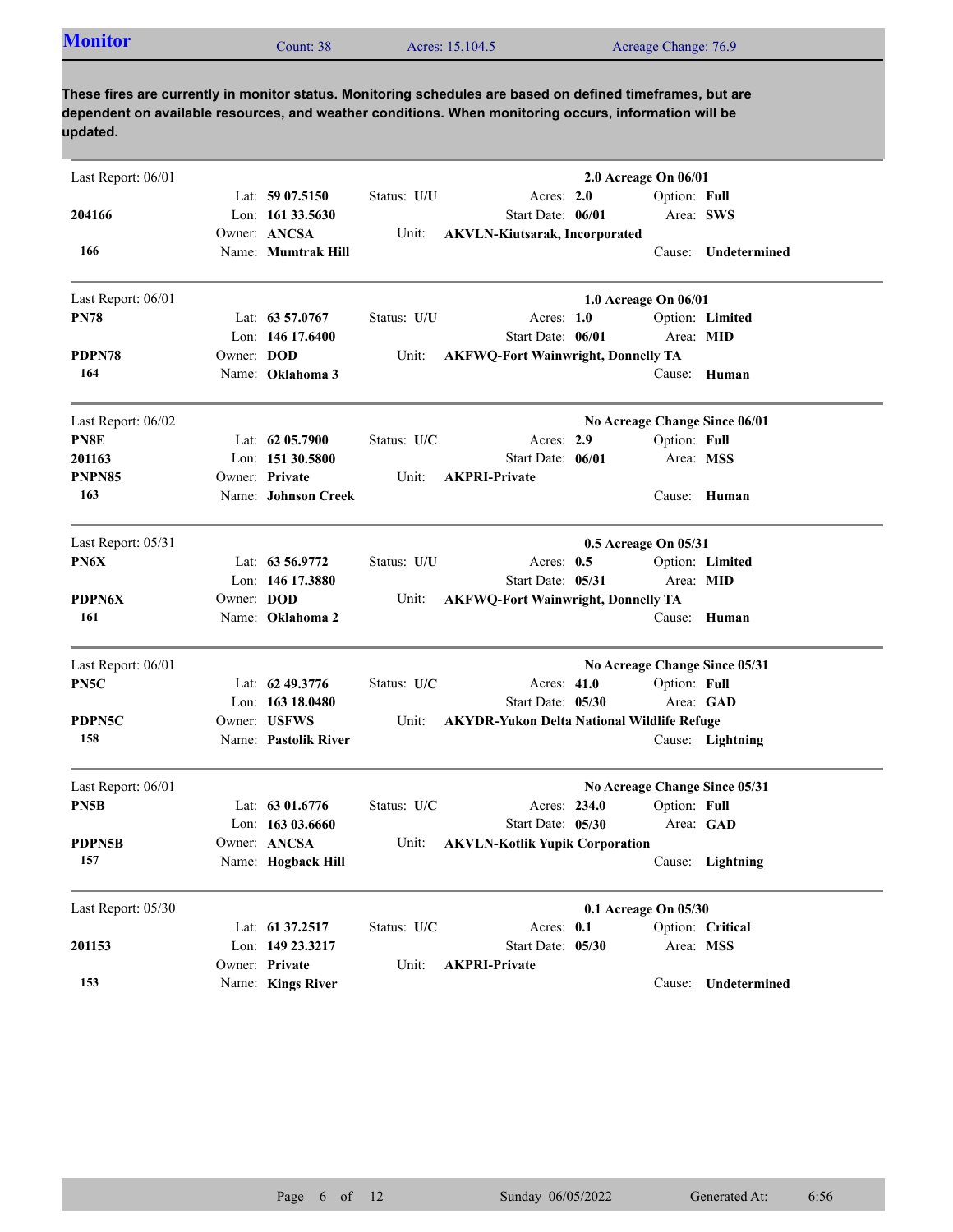## Monitor

Count: 38 | Acres: 15,104.5 | Acreage Change: 76.9

**These fires are currently in monitor status. Monitoring schedules are based on defined timeframes, but are dependent on available resources, and weather conditions. When monitoring occurs, information will be updated.**

---

Last Report: 06/01 — **2.0 Acreage On 06/01**

**204166**
**166**

Lat: **59 07.5150** | Lon: **161 33.5630** | Owner: **ANCSA** | Name: **Mumtrak Hill**
Status: **U/U** | Acres: **2.0** | Start Date: **06/01** | Option: **Full** | Area: **SWS**
Unit: **AKVLN-Kiutsarak, Incorporated**
Cause: **Undetermined**

---

Last Report: 06/01 — **1.0 Acreage On 06/01**

**PN78**
**PDPN78**
**164**

Lat: **63 57.0767** | Lon: **146 17.6400** | Owner: **DOD** | Name: **Oklahoma 3**
Status: **U/U** | Acres: **1.0** | Start Date: **06/01** | Option: **Limited** | Area: **MID**
Unit: **AKFWQ-Fort Wainwright, Donnelly TA**
Cause: **Human**

---

Last Report: 06/02 — **No Acreage Change Since 06/01**

**PN8E**
**201163**
**PNPN85**
**163**

Lat: **62 05.7900** | Lon: **151 30.5800** | Owner: **Private** | Name: **Johnson Creek**
Status: **U/C** | Acres: **2.9** | Start Date: **06/01** | Option: **Full** | Area: **MSS**
Unit: **AKPRI-Private**
Cause: **Human**

---

Last Report: 05/31 — **0.5 Acreage On 05/31**

**PN6X**
**PDPN6X**
**161**

Lat: **63 56.9772** | Lon: **146 17.3880** | Owner: **DOD** | Name: **Oklahoma 2**
Status: **U/U** | Acres: **0.5** | Start Date: **05/31** | Option: **Limited** | Area: **MID**
Unit: **AKFWQ-Fort Wainwright, Donnelly TA**
Cause: **Human**

---

Last Report: 06/01 — **No Acreage Change Since 05/31**

**PN5C**
**PDPN5C**
**158**

Lat: **62 49.3776** | Lon: **163 18.0480** | Owner: **USFWS** | Name: **Pastolik River**
Status: **U/C** | Acres: **41.0** | Start Date: **05/30** | Option: **Full** | Area: **GAD**
Unit: **AKYDR-Yukon Delta National Wildlife Refuge**
Cause: **Lightning**

---

Last Report: 06/01 — **No Acreage Change Since 05/31**

**PN5B**
**PDPN5B**
**157**

Lat: **63 01.6776** | Lon: **163 03.6660** | Owner: **ANCSA** | Name: **Hogback Hill**
Status: **U/C** | Acres: **234.0** | Start Date: **05/30** | Option: **Full** | Area: **GAD**
Unit: **AKVLN-Kotlik Yupik Corporation**
Cause: **Lightning**

---

Last Report: 05/30 — **0.1 Acreage On 05/30**

**201153**
**153**

Lat: **61 37.2517** | Lon: **149 23.3217** | Owner: **Private** | Name: **Kings River**
Status: **U/C** | Acres: **0.1** | Start Date: **05/30** | Option: **Critical** | Area: **MSS**
Unit: **AKPRI-Private**
Cause: **Undetermined**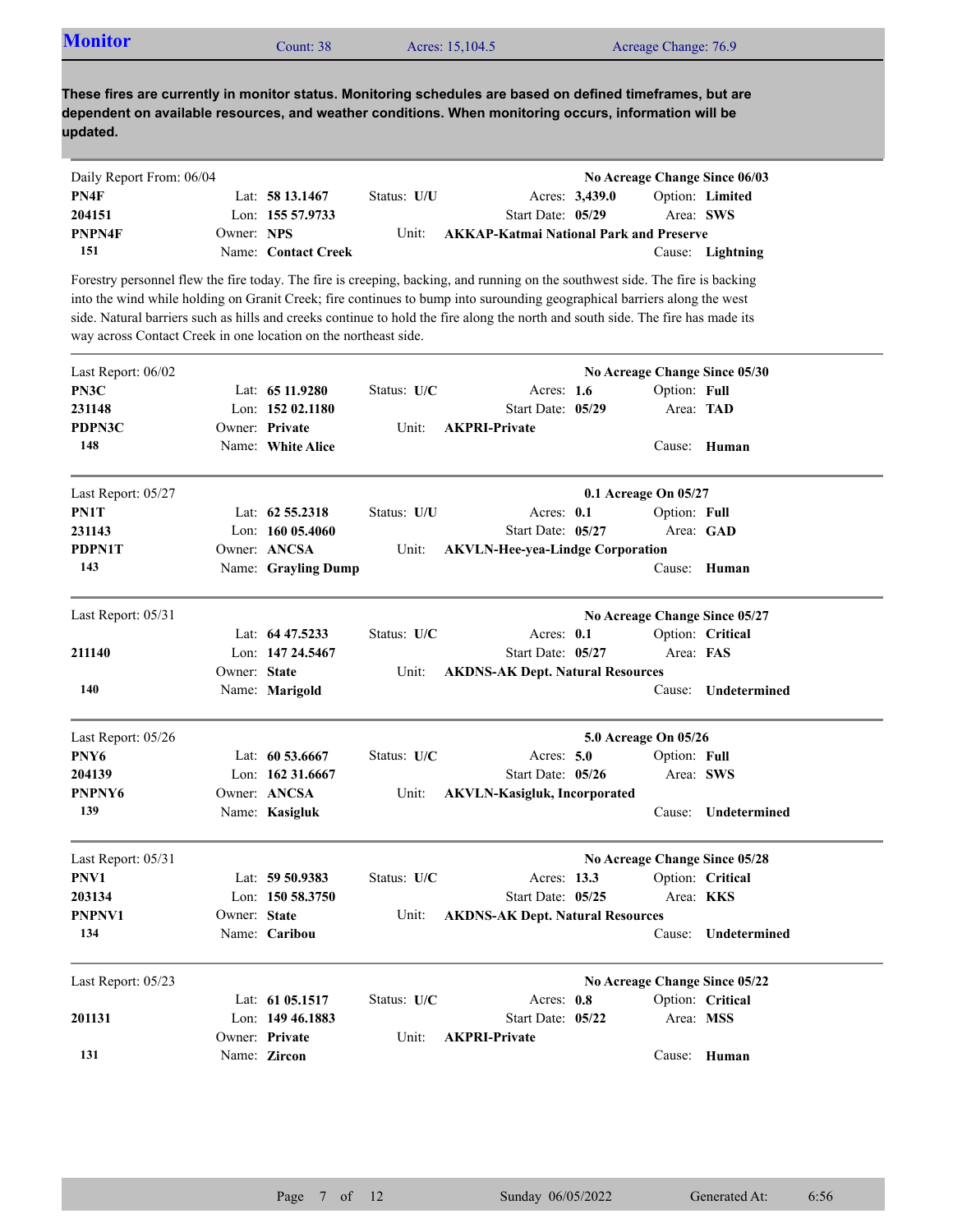## Monitor

Count: 38 | Acres: 15,104.5 | Acreage Change: 76.9

**These fires are currently in monitor status. Monitoring schedules are based on defined timeframes, but are dependent on available resources, and weather conditions. When monitoring occurs, information will be updated.**

---

Daily Report From: 06/04 — **No Acreage Change Since 06/03**

| | | | | |
|---|---|---|---|---|
| **PN4F** | Lat: **58 13.1467** | Status: **U/U** | Acres: **3,439.0** | Option: **Limited** |
| **204151** | Lon: **155 57.9733** | | Start Date: **05/29** | Area: **SWS** |
| **PNPN4F** | Owner: **NPS** | Unit: **AKKAP-Katmai National Park and Preserve** | | |
| **151** | Name: **Contact Creek** | | | Cause: **Lightning** |

Forestry personnel flew the fire today. The fire is creeping, backing, and running on the southwest side. The fire is backing into the wind while holding on Granit Creek; fire continues to bump into surounding geographical barriers along the west side. Natural barriers such as hills and creeks continue to hold the fire along the north and south side. The fire has made its way across Contact Creek in one location on the northeast side.

---

Last Report: 06/02 — **No Acreage Change Since 05/30**

| | | | | |
|---|---|---|---|---|
| **PN3C** | Lat: **65 11.9280** | Status: **U/C** | Acres: **1.6** | Option: **Full** |
| **231148** | Lon: **152 02.1180** | | Start Date: **05/29** | Area: **TAD** |
| **PDPN3C** | Owner: **Private** | Unit: **AKPRI-Private** | | |
| **148** | Name: **White Alice** | | | Cause: **Human** |

---

Last Report: 05/27 — **0.1 Acreage On 05/27**

| | | | | |
|---|---|---|---|---|
| **PN1T** | Lat: **62 55.2318** | Status: **U/U** | Acres: **0.1** | Option: **Full** |
| **231143** | Lon: **160 05.4060** | | Start Date: **05/27** | Area: **GAD** |
| **PDPN1T** | Owner: **ANCSA** | Unit: **AKVLN-Hee-yea-Lindge Corporation** | | |
| **143** | Name: **Grayling Dump** | | | Cause: **Human** |

---

Last Report: 05/31 — **No Acreage Change Since 05/27**

| | | | | |
|---|---|---|---|---|
| | Lat: **64 47.5233** | Status: **U/C** | Acres: **0.1** | Option: **Critical** |
| **211140** | Lon: **147 24.5467** | | Start Date: **05/27** | Area: **FAS** |
| | Owner: **State** | Unit: **AKDNS-AK Dept. Natural Resources** | | |
| **140** | Name: **Marigold** | | | Cause: **Undetermined** |

---

Last Report: 05/26 — **5.0 Acreage On 05/26**

| | | | | |
|---|---|---|---|---|
| **PNY6** | Lat: **60 53.6667** | Status: **U/C** | Acres: **5.0** | Option: **Full** |
| **204139** | Lon: **162 31.6667** | | Start Date: **05/26** | Area: **SWS** |
| **PNPNY6** | Owner: **ANCSA** | Unit: **AKVLN-Kasigluk, Incorporated** | | |
| **139** | Name: **Kasigluk** | | | Cause: **Undetermined** |

---

Last Report: 05/31 — **No Acreage Change Since 05/28**

| | | | | |
|---|---|---|---|---|
| **PNV1** | Lat: **59 50.9383** | Status: **U/C** | Acres: **13.3** | Option: **Critical** |
| **203134** | Lon: **150 58.3750** | | Start Date: **05/25** | Area: **KKS** |
| **PNPNV1** | Owner: **State** | Unit: **AKDNS-AK Dept. Natural Resources** | | |
| **134** | Name: **Caribou** | | | Cause: **Undetermined** |

---

Last Report: 05/23 — **No Acreage Change Since 05/22**

| | | | | |
|---|---|---|---|---|
| | Lat: **61 05.1517** | Status: **U/C** | Acres: **0.8** | Option: **Critical** |
| **201131** | Lon: **149 46.1883** | | Start Date: **05/22** | Area: **MSS** |
| | Owner: **Private** | Unit: **AKPRI-Private** | | |
| **131** | Name: **Zircon** | | | Cause: **Human** |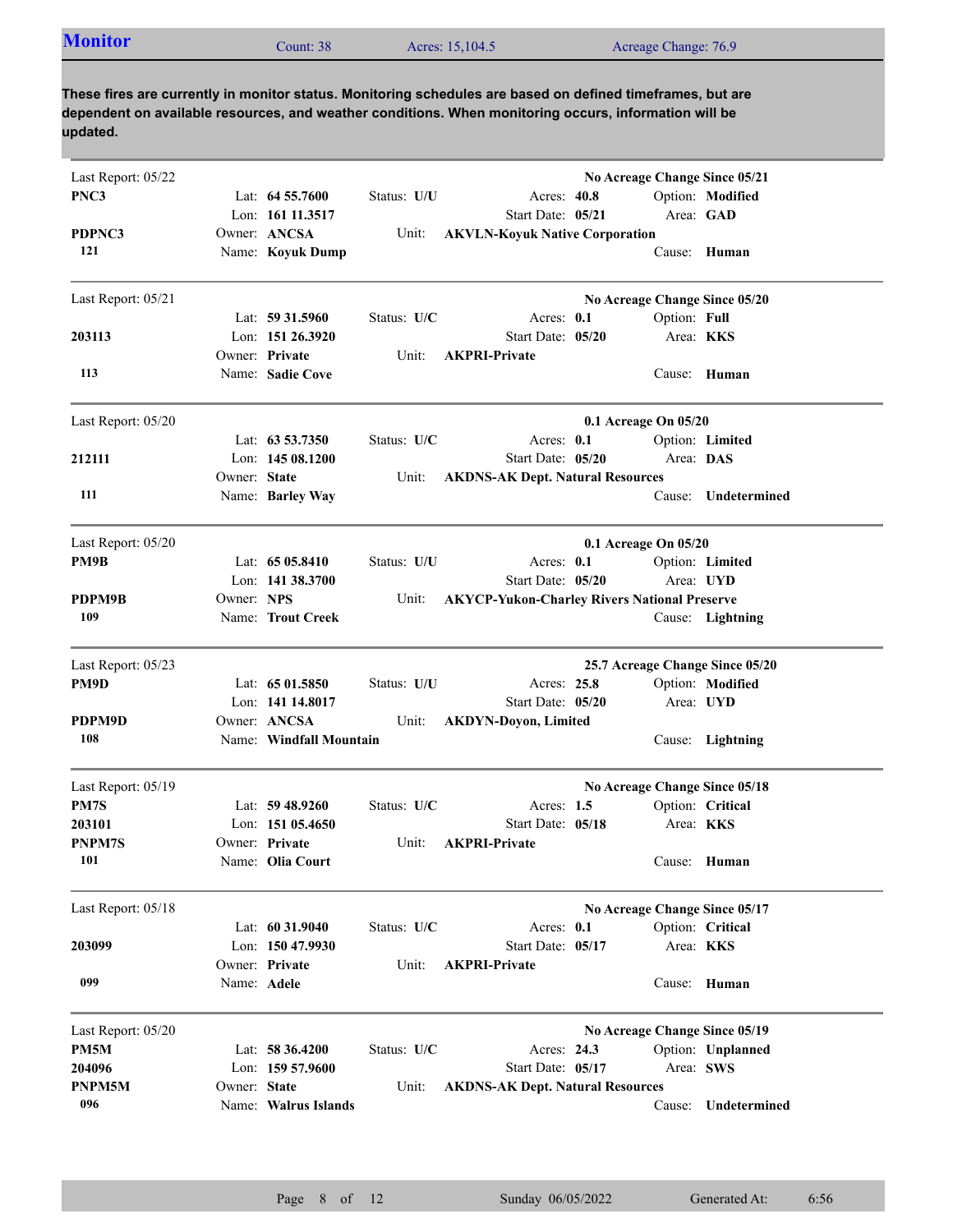## Monitor

Count: 38 Acres: 15,104.5 Acreage Change: 76.9

**These fires are currently in monitor status. Monitoring schedules are based on defined timeframes, but are dependent on available resources, and weather conditions. When monitoring occurs, information will be updated.**

---

Last Report: 05/22 — **No Acreage Change Since 05/21**

**PNC3** | Lat: **64 55.7600** | Status: **U/U** | Acres: **40.8** | Option: **Modified**
Lon: **161 11.3517** | Start Date: **05/21** | Area: **GAD**
**PDPNC3** | Owner: **ANCSA** | Unit: **AKVLN-Koyuk Native Corporation**
**121** | Name: **Koyuk Dump** | Cause: **Human**

---

Last Report: 05/21 — **No Acreage Change Since 05/20**

Lat: **59 31.5960** | Status: **U/C** | Acres: **0.1** | Option: **Full**
**203113** | Lon: **151 26.3920** | Start Date: **05/20** | Area: **KKS**
Owner: **Private** | Unit: **AKPRI-Private**
**113** | Name: **Sadie Cove** | Cause: **Human**

---

Last Report: 05/20 — **0.1 Acreage On 05/20**

Lat: **63 53.7350** | Status: **U/C** | Acres: **0.1** | Option: **Limited**
**212111** | Lon: **145 08.1200** | Start Date: **05/20** | Area: **DAS**
Owner: **State** | Unit: **AKDNS-AK Dept. Natural Resources**
**111** | Name: **Barley Way** | Cause: **Undetermined**

---

Last Report: 05/20 — **0.1 Acreage On 05/20**

**PM9B** | Lat: **65 05.8410** | Status: **U/U** | Acres: **0.1** | Option: **Limited**
Lon: **141 38.3700** | Start Date: **05/20** | Area: **UYD**
**PDPM9B** | Owner: **NPS** | Unit: **AKYCP-Yukon-Charley Rivers National Preserve**
**109** | Name: **Trout Creek** | Cause: **Lightning**

---

Last Report: 05/23 — **25.7 Acreage Change Since 05/20**

**PM9D** | Lat: **65 01.5850** | Status: **U/U** | Acres: **25.8** | Option: **Modified**
Lon: **141 14.8017** | Start Date: **05/20** | Area: **UYD**
**PDPM9D** | Owner: **ANCSA** | Unit: **AKDYN-Doyon, Limited**
**108** | Name: **Windfall Mountain** | Cause: **Lightning**

---

Last Report: 05/19 — **No Acreage Change Since 05/18**

**PM7S** | Lat: **59 48.9260** | Status: **U/C** | Acres: **1.5** | Option: **Critical**
**203101** | Lon: **151 05.4650** | Start Date: **05/18** | Area: **KKS**
**PNPM7S** | Owner: **Private** | Unit: **AKPRI-Private**
**101** | Name: **Olia Court** | Cause: **Human**

---

Last Report: 05/18 — **No Acreage Change Since 05/17**

Lat: **60 31.9040** | Status: **U/C** | Acres: **0.1** | Option: **Critical**
**203099** | Lon: **150 47.9930** | Start Date: **05/17** | Area: **KKS**
Owner: **Private** | Unit: **AKPRI-Private**
**099** | Name: **Adele** | Cause: **Human**

---

Last Report: 05/20 — **No Acreage Change Since 05/19**

**PM5M** | Lat: **58 36.4200** | Status: **U/C** | Acres: **24.3** | Option: **Unplanned**
**204096** | Lon: **159 57.9600** | Start Date: **05/17** | Area: **SWS**
**PNPM5M** | Owner: **State** | Unit: **AKDNS-AK Dept. Natural Resources**
**096** | Name: **Walrus Islands** | Cause: **Undetermined**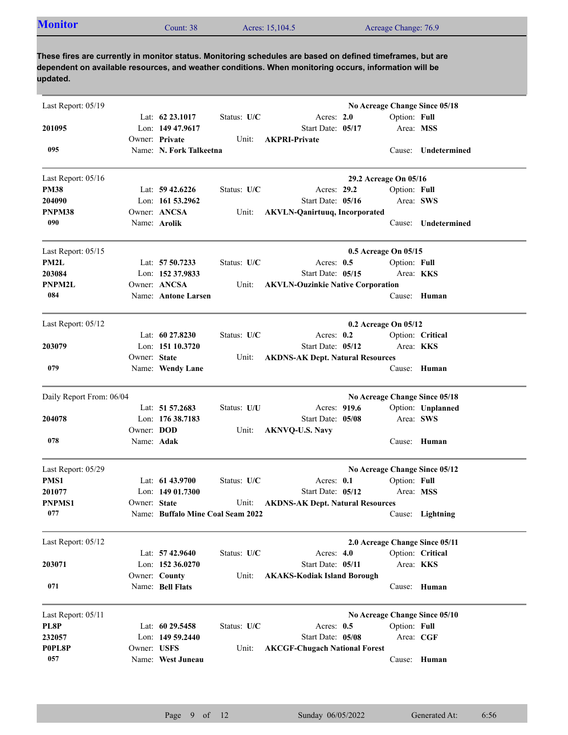## Monitor

Count: 38 | Acres: 15,104.5 | Acreage Change: 76.9

**These fires are currently in monitor status. Monitoring schedules are based on defined timeframes, but are dependent on available resources, and weather conditions. When monitoring occurs, information will be updated.**

---

Last Report: 05/19 — **No Acreage Change Since 05/18**

**201095**
**095**

Lat: **62 23.1017** | Status: **U/C** | Acres: **2.0** | Option: **Full**
Lon: **149 47.9617** | Start Date: **05/17** | Area: **MSS**
Owner: **Private** | Unit: **AKPRI-Private**
Name: **N. Fork Talkeetna** | Cause: **Undetermined**

---

Last Report: 05/16 — **29.2 Acreage On 05/16**

**PM38**
**204090**
**PNPM38**
**090**

Lat: **59 42.6226** | Status: **U/C** | Acres: **29.2** | Option: **Full**
Lon: **161 53.2962** | Start Date: **05/16** | Area: **SWS**
Owner: **ANCSA** | Unit: **AKVLN-Qanirtuuq, Incorporated**
Name: **Arolik** | Cause: **Undetermined**

---

Last Report: 05/15 — **0.5 Acreage On 05/15**

**PM2L**
**203084**
**PNPM2L**
**084**

Lat: **57 50.7233** | Status: **U/C** | Acres: **0.5** | Option: **Full**
Lon: **152 37.9833** | Start Date: **05/15** | Area: **KKS**
Owner: **ANCSA** | Unit: **AKVLN-Ouzinkie Native Corporation**
Name: **Antone Larsen** | Cause: **Human**

---

Last Report: 05/12 — **0.2 Acreage On 05/12**

**203079**
**079**

Lat: **60 27.8230** | Status: **U/C** | Acres: **0.2** | Option: **Critical**
Lon: **151 10.3720** | Start Date: **05/12** | Area: **KKS**
Owner: **State** | Unit: **AKDNS-AK Dept. Natural Resources**
Name: **Wendy Lane** | Cause: **Human**

---

Daily Report From: 06/04 — **No Acreage Change Since 05/18**

**204078**
**078**

Lat: **51 57.2683** | Status: **U/U** | Acres: **919.6** | Option: **Unplanned**
Lon: **176 38.7183** | Start Date: **05/08** | Area: **SWS**
Owner: **DOD** | Unit: **AKNVQ-U.S. Navy**
Name: **Adak** | Cause: **Human**

---

Last Report: 05/29 — **No Acreage Change Since 05/12**

**PMS1**
**201077**
**PNPMS1**
**077**

Lat: **61 43.9700** | Status: **U/C** | Acres: **0.1** | Option: **Full**
Lon: **149 01.7300** | Start Date: **05/12** | Area: **MSS**
Owner: **State** | Unit: **AKDNS-AK Dept. Natural Resources**
Name: **Buffalo Mine Coal Seam 2022** | Cause: **Lightning**

---

Last Report: 05/12 — **2.0 Acreage Change Since 05/11**

**203071**
**071**

Lat: **57 42.9640** | Status: **U/C** | Acres: **4.0** | Option: **Critical**
Lon: **152 36.0270** | Start Date: **05/11** | Area: **KKS**
Owner: **County** | Unit: **AKAKS-Kodiak Island Borough**
Name: **Bell Flats** | Cause: **Human**

---

Last Report: 05/11 — **No Acreage Change Since 05/10**

**PL8P**
**232057**
**P0PL8P**
**057**

Lat: **60 29.5458** | Status: **U/C** | Acres: **0.5** | Option: **Full**
Lon: **149 59.2440** | Start Date: **05/08** | Area: **CGF**
Owner: **USFS** | Unit: **AKCGF-Chugach National Forest**
Name: **West Juneau** | Cause: **Human**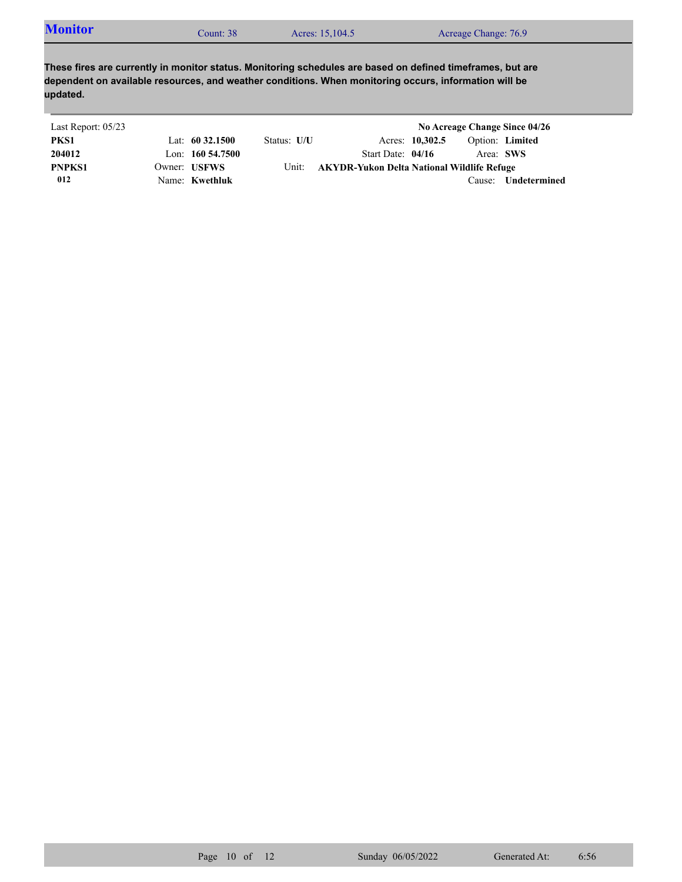## Monitor

Count: 38 | Acres: 15,104.5 | Acreage Change: 76.9

**These fires are currently in monitor status. Monitoring schedules are based on defined timeframes, but are dependent on available resources, and weather conditions. When monitoring occurs, information will be updated.**

Last Report: 05/23 | **No Acreage Change Since 04/26**

| | | | | |
|---|---|---|---|---|
| **PKS1** | Lat: **60 32.1500** | Status: **U/U** | Acres: **10,302.5** | Option: **Limited** |
| **204012** | Lon: **160 54.7500** | | Start Date: **04/16** | Area: **SWS** |
| **PNPKS1** | Owner: **USFWS** | Unit: **AKYDR-Yukon Delta National Wildlife Refuge** | | |
| **012** | Name: **Kwethluk** | | | Cause: **Undetermined** |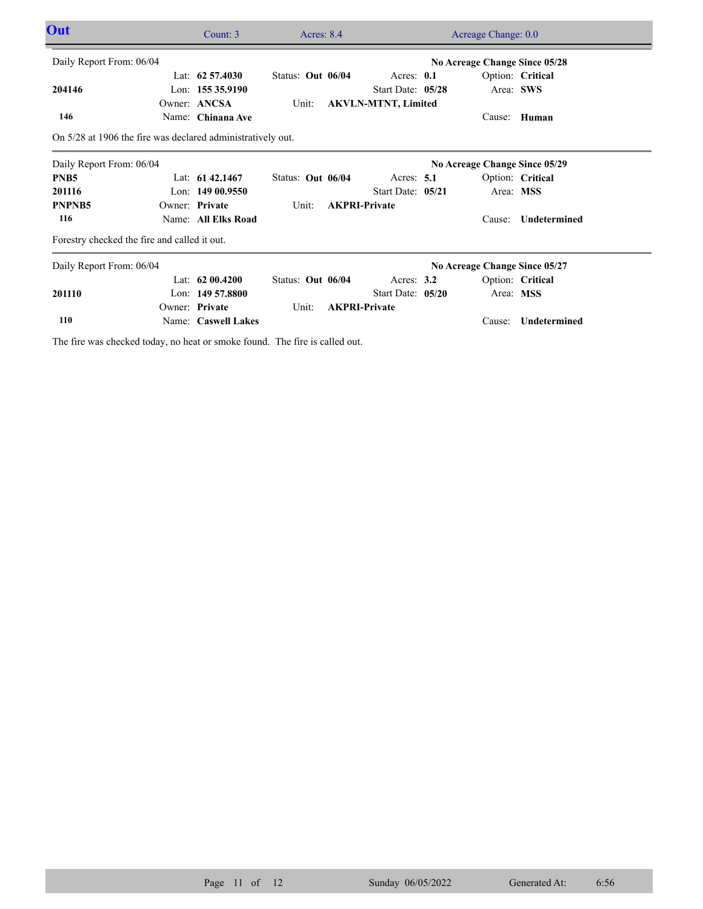## Out

Count: 3 | Acres: 8.4 | Acreage Change: 0.0

---

Daily Report From: 06/04 — **No Acreage Change Since 05/28**

| | | | | |
|---|---|---|---|---|
| | Lat: **62 57.4030** | Status: **Out 06/04** | Acres: **0.1** | Option: **Critical** |
| **204146** | Lon: **155 35.9190** | | Start Date: **05/28** | Area: **SWS** |
| | Owner: **ANCSA** | Unit: **AKVLN-MTNT, Limited** | | |
| **146** | Name: **Chinana Ave** | | | Cause: **Human** |

On 5/28 at 1906 the fire was declared administratively out.

---

Daily Report From: 06/04 — **No Acreage Change Since 05/29**

| | | | | |
|---|---|---|---|---|
| **PNB5** | Lat: **61 42.1467** | Status: **Out 06/04** | Acres: **5.1** | Option: **Critical** |
| **201116** | Lon: **149 00.9550** | | Start Date: **05/21** | Area: **MSS** |
| **PNPNB5** | Owner: **Private** | Unit: **AKPRI-Private** | | |
| **116** | Name: **All Elks Road** | | | Cause: **Undetermined** |

Forestry checked the fire and called it out.

---

Daily Report From: 06/04 — **No Acreage Change Since 05/27**

| | | | | |
|---|---|---|---|---|
| | Lat: **62 00.4200** | Status: **Out 06/04** | Acres: **3.2** | Option: **Critical** |
| **201110** | Lon: **149 57.8800** | | Start Date: **05/20** | Area: **MSS** |
| | Owner: **Private** | Unit: **AKPRI-Private** | | |
| **110** | Name: **Caswell Lakes** | | | Cause: **Undetermined** |

The fire was checked today, no heat or smoke found. The fire is called out.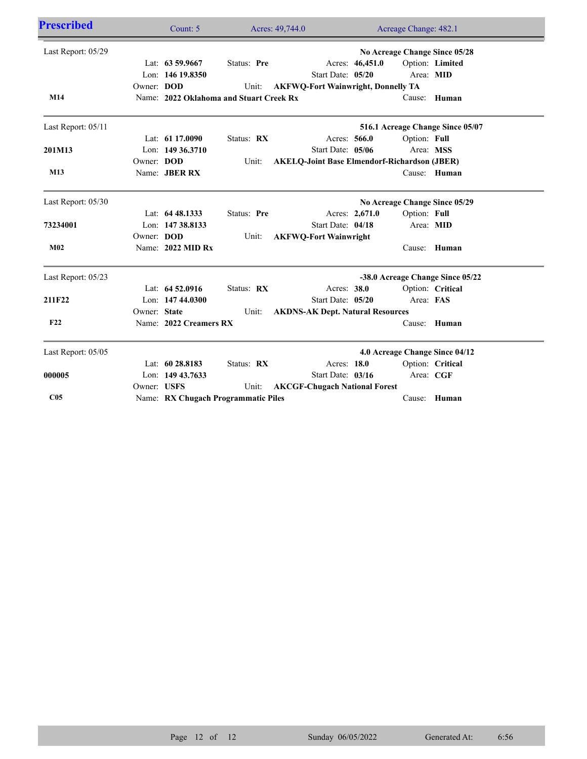## Prescribed

Count: 5 | Acres: 49,744.0 | Acreage Change: 482.1

---

Last Report: 05/29 | **No Acreage Change Since 05/28**

Lat: **63 59.9667** | Status: **Pre** | Acres: **46,451.0** | Option: **Limited**

Lon: **146 19.8350** | Start Date: **05/20** | Area: **MID**

Owner: **DOD** | Unit: **AKFWQ-Fort Wainwright, Donnelly TA**

**M14** | Name: **2022 Oklahoma and Stuart Creek Rx** | Cause: **Human**

---

Last Report: 05/11 | **516.1 Acreage Change Since 05/07**

**201M13**

Lat: **61 17.0090** | Status: **RX** | Acres: **566.0** | Option: **Full**

Lon: **149 36.3710** | Start Date: **05/06** | Area: **MSS**

Owner: **DOD** | Unit: **AKELQ-Joint Base Elmendorf-Richardson (JBER)**

**M13** | Name: **JBER RX** | Cause: **Human**

---

Last Report: 05/30 | **No Acreage Change Since 05/29**

**73234001**

Lat: **64 48.1333** | Status: **Pre** | Acres: **2,671.0** | Option: **Full**

Lon: **147 38.8133** | Start Date: **04/18** | Area: **MID**

Owner: **DOD** | Unit: **AKFWQ-Fort Wainwright**

**M02** | Name: **2022 MID Rx** | Cause: **Human**

---

Last Report: 05/23 | **-38.0 Acreage Change Since 05/22**

**211F22**

Lat: **64 52.0916** | Status: **RX** | Acres: **38.0** | Option: **Critical**

Lon: **147 44.0300** | Start Date: **05/20** | Area: **FAS**

Owner: **State** | Unit: **AKDNS-AK Dept. Natural Resources**

**F22** | Name: **2022 Creamers RX** | Cause: **Human**

---

Last Report: 05/05 | **4.0 Acreage Change Since 04/12**

**000005**

Lat: **60 28.8183** | Status: **RX** | Acres: **18.0** | Option: **Critical**

Lon: **149 43.7633** | Start Date: **03/16** | Area: **CGF**

Owner: **USFS** | Unit: **AKCGF-Chugach National Forest**

**C05** | Name: **RX Chugach Programmatic Piles** | Cause: **Human**